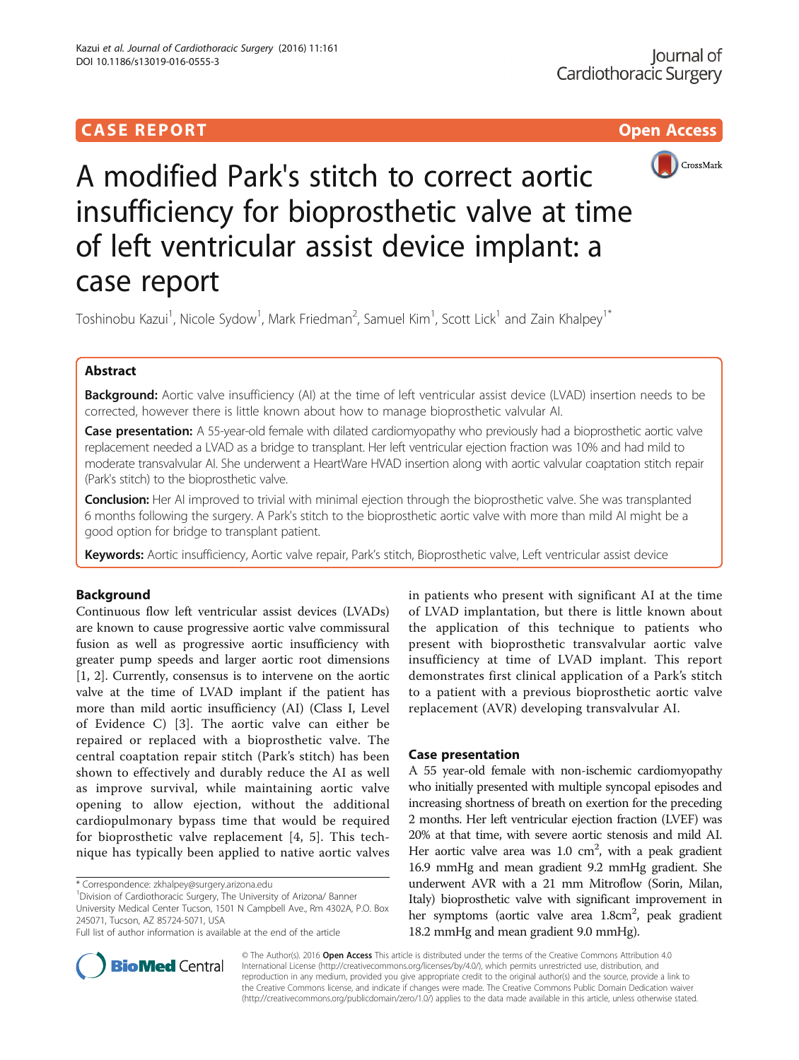CASE REPORT Open Access

# A modified Park's stitch to correct aortic insufficiency for bioprosthetic valve at time of left ventricular assist device implant: a case report

Toshinobu Kazui[1], Nicole Sydow[1], Mark Friedman[2], Samuel Kim[1], Scott Lick[1] and Zain Khalpey[1*]

## Abstract

**Background:** Aortic valve insufficiency (AI) at the time of left ventricular assist device (LVAD) insertion needs to be corrected, however there is little known about how to manage bioprosthetic valvular AI.

**Case presentation:** A 55-year-old female with dilated cardiomyopathy who previously had a bioprosthetic aortic valve replacement needed a LVAD as a bridge to transplant. Her left ventricular ejection fraction was 10% and had mild to moderate transvalvular AI. She underwent a HeartWare HVAD insertion along with aortic valvular coaptation stitch repair (Park's stitch) to the bioprosthetic valve.

**Conclusion:** Her AI improved to trivial with minimal ejection through the bioprosthetic valve. She was transplanted 6 months following the surgery. A Park's stitch to the bioprosthetic aortic valve with more than mild AI might be a good option for bridge to transplant patient.

**Keywords:** Aortic insufficiency, Aortic valve repair, Park's stitch, Bioprosthetic valve, Left ventricular assist device

## Background

Continuous flow left ventricular assist devices (LVADs) are known to cause progressive aortic valve commissural fusion as well as progressive aortic insufficiency with greater pump speeds and larger aortic root dimensions [1, 2]. Currently, consensus is to intervene on the aortic valve at the time of LVAD implant if the patient has more than mild aortic insufficiency (AI) (Class I, Level of Evidence C) [3]. The aortic valve can either be repaired or replaced with a bioprosthetic valve. The central coaptation repair stitch (Park's stitch) has been shown to effectively and durably reduce the AI as well as improve survival, while maintaining aortic valve opening to allow ejection, without the additional cardiopulmonary bypass time that would be required for bioprosthetic valve replacement [4, 5]. This technique has typically been applied to native aortic valves in patients who present with significant AI at the time of LVAD implantation, but there is little known about the application of this technique to patients who present with bioprosthetic transvalvular aortic valve insufficiency at time of LVAD implant. This report demonstrates first clinical application of a Park's stitch to a patient with a previous bioprosthetic aortic valve replacement (AVR) developing transvalvular AI.

## Case presentation

A 55 year-old female with non-ischemic cardiomyopathy who initially presented with multiple syncopal episodes and increasing shortness of breath on exertion for the preceding 2 months. Her left ventricular ejection fraction (LVEF) was 20% at that time, with severe aortic stenosis and mild AI. Her aortic valve area was 1.0 cm$^2$, with a peak gradient 16.9 mmHg and mean gradient 9.2 mmHg gradient. She underwent AVR with a 21 mm Mitroflow (Sorin, Milan, Italy) bioprosthetic valve with significant improvement in her symptoms (aortic valve area 1.8cm$^2$, peak gradient 18.2 mmHg and mean gradient 9.0 mmHg).

* Correspondence: zkhalpey@surgery.arizona.edu
[1]Division of Cardiothoracic Surgery, The University of Arizona/ Banner University Medical Center Tucson, 1501 N Campbell Ave., Rm 4302A, P.O. Box 245071, Tucson, AZ 85724-5071, USA
Full list of author information is available at the end of the article

© The Author(s). 2016 **Open Access** This article is distributed under the terms of the Creative Commons Attribution 4.0 International License (http://creativecommons.org/licenses/by/4.0/), which permits unrestricted use, distribution, and reproduction in any medium, provided you give appropriate credit to the original author(s) and the source, provide a link to the Creative Commons license, and indicate if changes were made. The Creative Commons Public Domain Dedication waiver (http://creativecommons.org/publicdomain/zero/1.0/) applies to the data made available in this article, unless otherwise stated.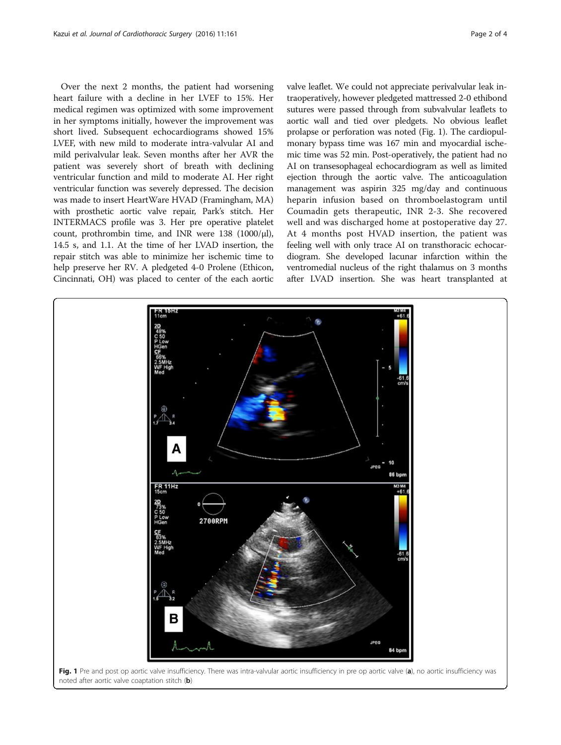Over the next 2 months, the patient had worsening heart failure with a decline in her LVEF to 15%. Her medical regimen was optimized with some improvement in her symptoms initially, however the improvement was short lived. Subsequent echocardiograms showed 15% LVEF, with new mild to moderate intra-valvular AI and mild perivalvular leak. Seven months after her AVR the patient was severely short of breath with declining ventricular function and mild to moderate AI. Her right ventricular function was severely depressed. The decision was made to insert HeartWare HVAD (Framingham, MA) with prosthetic aortic valve repair, Park's stitch. Her INTERMACS profile was 3. Her pre operative platelet count, prothrombin time, and INR were 138 (1000/μl), 14.5 s, and 1.1. At the time of her LVAD insertion, the repair stitch was able to minimize her ischemic time to help preserve her RV. A pledgeted 4-0 Prolene (Ethicon, Cincinnati, OH) was placed to center of the each aortic valve leaflet. We could not appreciate perivalvular leak intraoperatively, however pledgeted mattressed 2-0 ethibond sutures were passed through from subvalvular leaflets to aortic wall and tied over pledgets. No obvious leaflet prolapse or perforation was noted (Fig. 1). The cardiopulmonary bypass time was 167 min and myocardial ischemic time was 52 min. Post-operatively, the patient had no AI on transesophageal echocardiogram as well as limited ejection through the aortic valve. The anticoagulation management was aspirin 325 mg/day and continuous heparin infusion based on thromboelastogram until Coumadin gets therapeutic, INR 2-3. She recovered well and was discharged home at postoperative day 27. At 4 months post HVAD insertion, the patient was feeling well with only trace AI on transthoracic echocardiogram. She developed lacunar infarction within the ventromedial nucleus of the right thalamus on 3 months after LVAD insertion. She was heart transplanted at

**Fig. 1** Pre and post op aortic valve insufficiency. There was intra-valvular aortic insufficiency in pre op aortic valve (**a**), no aortic insufficiency was noted after aortic valve coaptation stitch (**b**)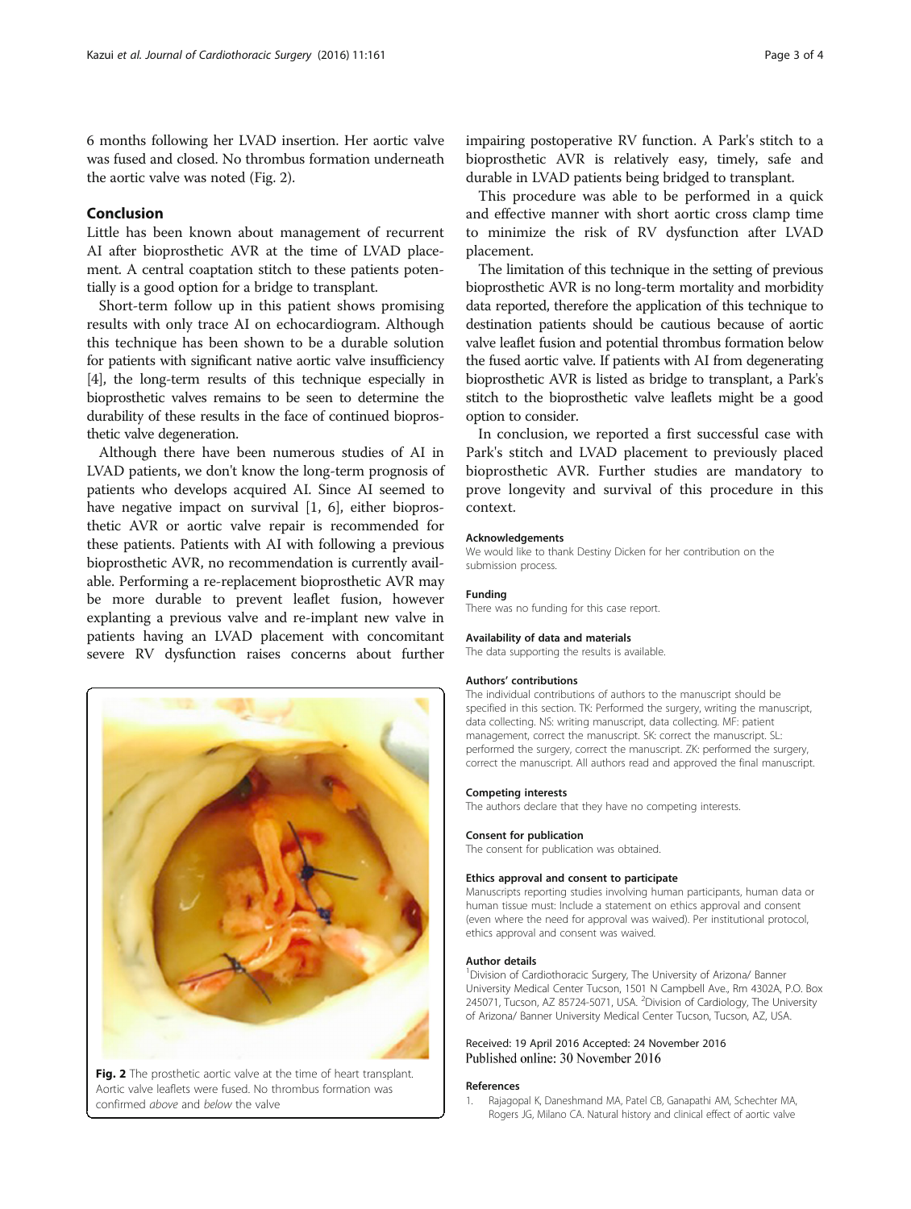6 months following her LVAD insertion. Her aortic valve was fused and closed. No thrombus formation underneath the aortic valve was noted (Fig. 2).

## Conclusion

Little has been known about management of recurrent AI after bioprosthetic AVR at the time of LVAD placement. A central coaptation stitch to these patients potentially is a good option for a bridge to transplant.

Short-term follow up in this patient shows promising results with only trace AI on echocardiogram. Although this technique has been shown to be a durable solution for patients with significant native aortic valve insufficiency [4], the long-term results of this technique especially in bioprosthetic valves remains to be seen to determine the durability of these results in the face of continued bioprosthetic valve degeneration.

Although there have been numerous studies of AI in LVAD patients, we don't know the long-term prognosis of patients who develops acquired AI. Since AI seemed to have negative impact on survival [1, 6], either bioprosthetic AVR or aortic valve repair is recommended for these patients. Patients with AI with following a previous bioprosthetic AVR, no recommendation is currently available. Performing a re-replacement bioprosthetic AVR may be more durable to prevent leaflet fusion, however explanting a previous valve and re-implant new valve in patients having an LVAD placement with concomitant severe RV dysfunction raises concerns about further impairing postoperative RV function. A Park's stitch to a bioprosthetic AVR is relatively easy, timely, safe and durable in LVAD patients being bridged to transplant.

This procedure was able to be performed in a quick and effective manner with short aortic cross clamp time to minimize the risk of RV dysfunction after LVAD placement.

The limitation of this technique in the setting of previous bioprosthetic AVR is no long-term mortality and morbidity data reported, therefore the application of this technique to destination patients should be cautious because of aortic valve leaflet fusion and potential thrombus formation below the fused aortic valve. If patients with AI from degenerating bioprosthetic AVR is listed as bridge to transplant, a Park's stitch to the bioprosthetic valve leaflets might be a good option to consider.

In conclusion, we reported a first successful case with Park's stitch and LVAD placement to previously placed bioprosthetic AVR. Further studies are mandatory to prove longevity and survival of this procedure in this context.

**Fig. 2** The prosthetic aortic valve at the time of heart transplant. Aortic valve leaflets were fused. No thrombus formation was confirmed *above* and *below* the valve

#### Acknowledgements
We would like to thank Destiny Dicken for her contribution on the submission process.

#### Funding
There was no funding for this case report.

#### Availability of data and materials
The data supporting the results is available.

#### Authors' contributions
The individual contributions of authors to the manuscript should be specified in this section. TK: Performed the surgery, writing the manuscript, data collecting. NS: writing manuscript, data collecting. MF: patient management, correct the manuscript. SK: correct the manuscript. SL: performed the surgery, correct the manuscript. ZK: performed the surgery, correct the manuscript. All authors read and approved the final manuscript.

#### Competing interests
The authors declare that they have no competing interests.

#### Consent for publication
The consent for publication was obtained.

#### Ethics approval and consent to participate
Manuscripts reporting studies involving human participants, human data or human tissue must: Include a statement on ethics approval and consent (even where the need for approval was waived). Per institutional protocol, ethics approval and consent was waived.

#### Author details
[1]Division of Cardiothoracic Surgery, The University of Arizona/ Banner University Medical Center Tucson, 1501 N Campbell Ave., Rm 4302A, P.O. Box 245071, Tucson, AZ 85724-5071, USA. [2]Division of Cardiology, The University of Arizona/ Banner University Medical Center Tucson, Tucson, AZ, USA.

Received: 19 April 2016 Accepted: 24 November 2016
Published online: 30 November 2016

#### References
1. Rajagopal K, Daneshmand MA, Patel CB, Ganapathi AM, Schechter MA, Rogers JG, Milano CA. Natural history and clinical effect of aortic valve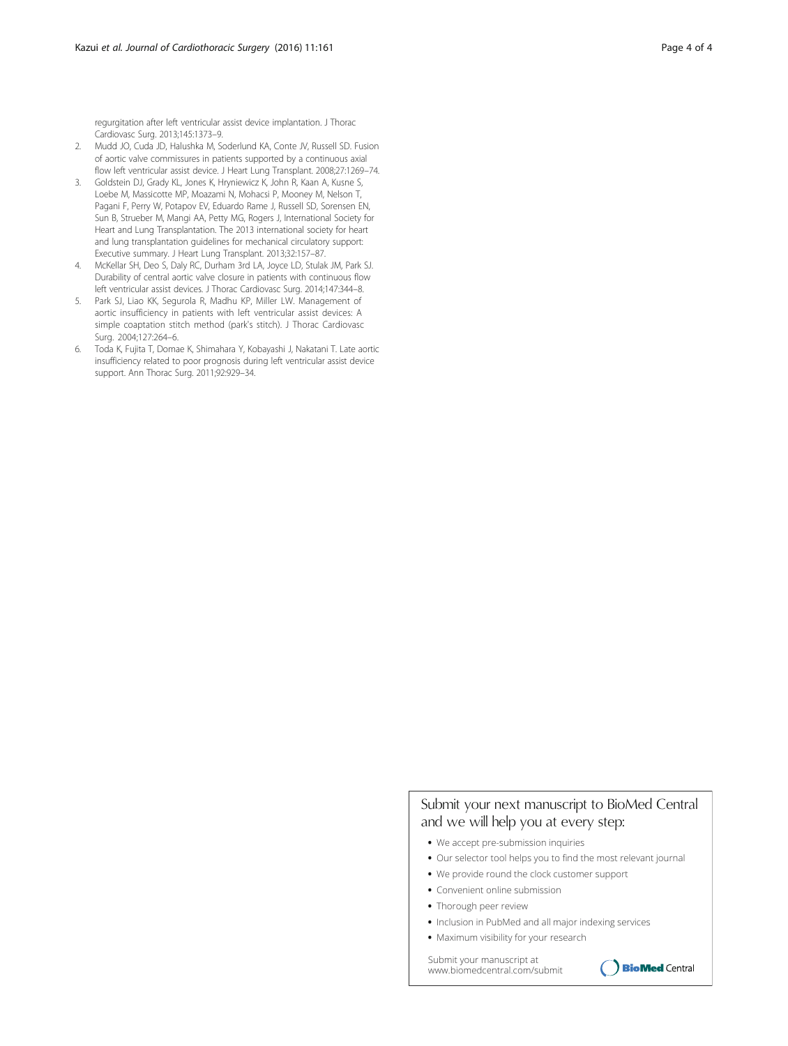regurgitation after left ventricular assist device implantation. J Thorac Cardiovasc Surg. 2013;145:1373–9.

2. Mudd JO, Cuda JD, Halushka M, Soderlund KA, Conte JV, Russell SD. Fusion of aortic valve commissures in patients supported by a continuous axial flow left ventricular assist device. J Heart Lung Transplant. 2008;27:1269–74.
3. Goldstein DJ, Grady KL, Jones K, Hryniewicz K, John R, Kaan A, Kusne S, Loebe M, Massicotte MP, Moazami N, Mohacsi P, Mooney M, Nelson T, Pagani F, Perry W, Potapov EV, Eduardo Rame J, Russell SD, Sorensen EN, Sun B, Strueber M, Mangi AA, Petty MG, Rogers J, International Society for Heart and Lung Transplantation. The 2013 international society for heart and lung transplantation guidelines for mechanical circulatory support: Executive summary. J Heart Lung Transplant. 2013;32:157–87.
4. McKellar SH, Deo S, Daly RC, Durham 3rd LA, Joyce LD, Stulak JM, Park SJ. Durability of central aortic valve closure in patients with continuous flow left ventricular assist devices. J Thorac Cardiovasc Surg. 2014;147:344–8.
5. Park SJ, Liao KK, Segurola R, Madhu KP, Miller LW. Management of aortic insufficiency in patients with left ventricular assist devices: A simple coaptation stitch method (park's stitch). J Thorac Cardiovasc Surg. 2004;127:264–6.
6. Toda K, Fujita T, Domae K, Shimahara Y, Kobayashi J, Nakatani T. Late aortic insufficiency related to poor prognosis during left ventricular assist device support. Ann Thorac Surg. 2011;92:929–34.

Submit your next manuscript to BioMed Central and we will help you at every step:

- We accept pre-submission inquiries
- Our selector tool helps you to find the most relevant journal
- We provide round the clock customer support
- Convenient online submission
- Thorough peer review
- Inclusion in PubMed and all major indexing services
- Maximum visibility for your research

Submit your manuscript at
www.biomedcentral.com/submit